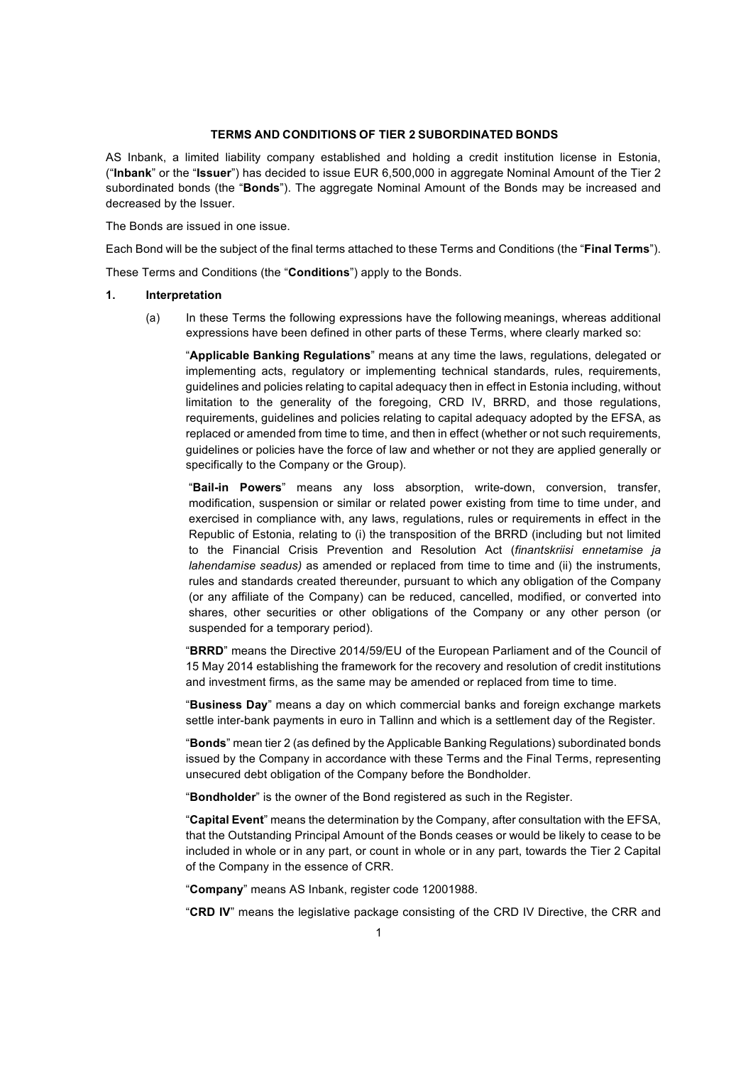# TERMS AND CONDITIONS OF TIER 2 SUBORDINATED BONDS

AS Inbank, a limited liability company established and holding a credit institution license in Estonia, ("**Inbank**" or the "**Issuer**") has decided to issue EUR 6,500,000 in aggregate Nominal Amount of the Tier 2 subordinated bonds (the "**Bonds**"). The aggregate Nominal Amount of the Bonds may be increased and decreased by the Issuer.

The Bonds are issued in one issue.

Each Bond will be the subject of the final terms attached to these Terms and Conditions (the "**Final Terms**").

These Terms and Conditions (the "**Conditions**") apply to the Bonds.

## 1. Interpretation

(a) In these Terms the following expressions have the following meanings, whereas additional expressions have been defined in other parts of these Terms, where clearly marked so:

"**Applicable Banking Regulations**" means at any time the laws, regulations, delegated or implementing acts, regulatory or implementing technical standards, rules, requirements, guidelines and policies relating to capital adequacy then in effect in Estonia including, without limitation to the generality of the foregoing, CRD IV, BRRD, and those regulations, requirements, guidelines and policies relating to capital adequacy adopted by the EFSA, as replaced or amended from time to time, and then in effect (whether or not such requirements, guidelines or policies have the force of law and whether or not they are applied generally or specifically to the Company or the Group).

"**Bail-in Powers**" means any loss absorption, write-down, conversion, transfer, modification, suspension or similar or related power existing from time to time under, and exercised in compliance with, any laws, regulations, rules or requirements in effect in the Republic of Estonia, relating to (i) the transposition of the BRRD (including but not limited to the Financial Crisis Prevention and Resolution Act (*finantskriisi ennetamise ja lahendamise seadus)* as amended or replaced from time to time and (ii) the instruments, rules and standards created thereunder, pursuant to which any obligation of the Company (or any affiliate of the Company) can be reduced, cancelled, modified, or converted into shares, other securities or other obligations of the Company or any other person (or suspended for a temporary period).

"**BRRD**" means the Directive 2014/59/EU of the European Parliament and of the Council of 15 May 2014 establishing the framework for the recovery and resolution of credit institutions and investment firms, as the same may be amended or replaced from time to time.

"**Business Day**" means a day on which commercial banks and foreign exchange markets settle inter-bank payments in euro in Tallinn and which is a settlement day of the Register.

"**Bonds**" mean tier 2 (as defined by the Applicable Banking Regulations) subordinated bonds issued by the Company in accordance with these Terms and the Final Terms, representing unsecured debt obligation of the Company before the Bondholder.

"**Bondholder**" is the owner of the Bond registered as such in the Register.

"**Capital Event**" means the determination by the Company, after consultation with the EFSA, that the Outstanding Principal Amount of the Bonds ceases or would be likely to cease to be included in whole or in any part, or count in whole or in any part, towards the Tier 2 Capital of the Company in the essence of CRR.

"**Company**" means AS Inbank, register code 12001988.

"**CRD IV**" means the legislative package consisting of the CRD IV Directive, the CRR and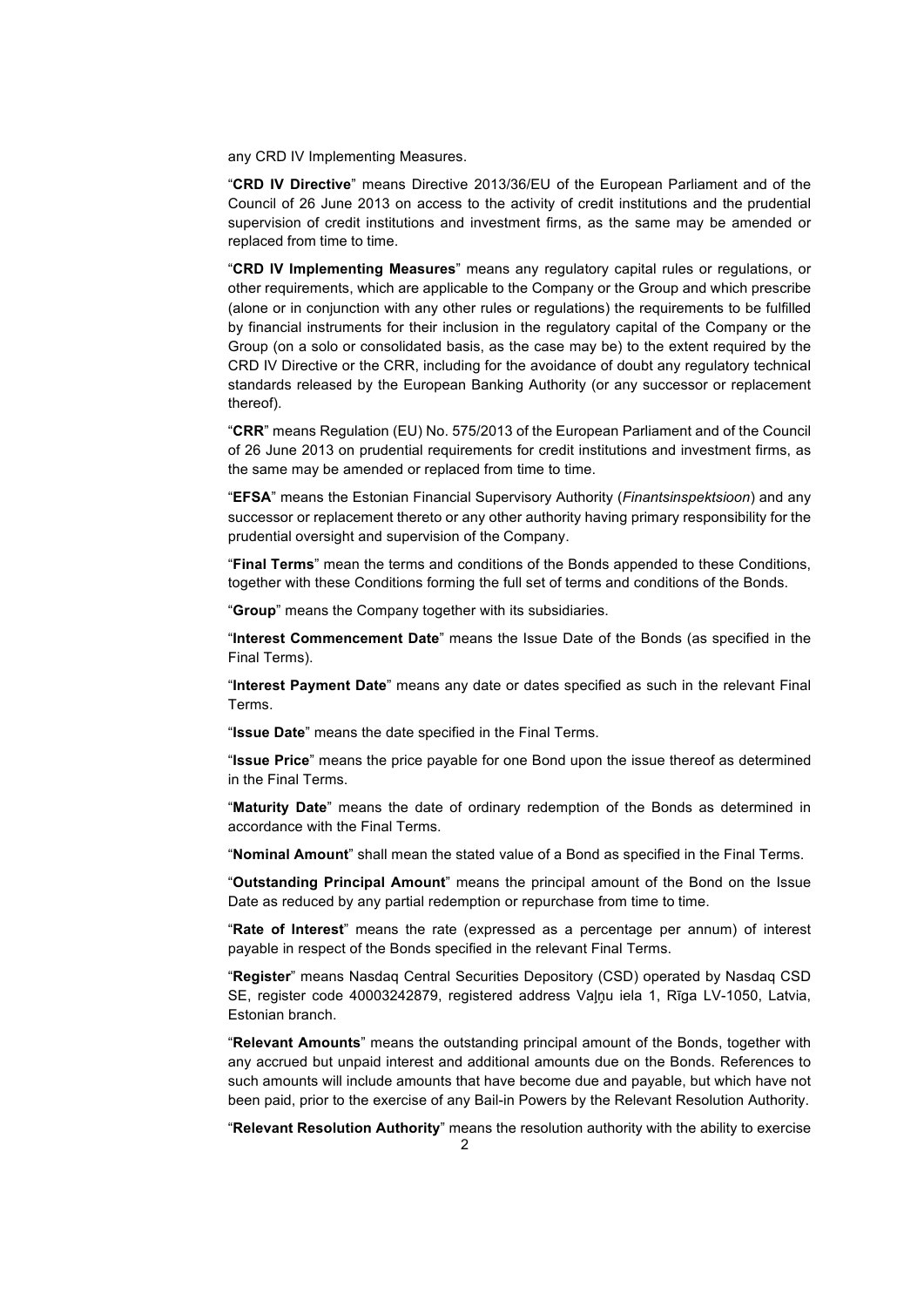any CRD IV Implementing Measures.

"**CRD IV Directive**" means Directive 2013/36/EU of the European Parliament and of the Council of 26 June 2013 on access to the activity of credit institutions and the prudential supervision of credit institutions and investment firms, as the same may be amended or replaced from time to time.

"**CRD IV Implementing Measures**" means any regulatory capital rules or regulations, or other requirements, which are applicable to the Company or the Group and which prescribe (alone or in conjunction with any other rules or regulations) the requirements to be fulfilled by financial instruments for their inclusion in the regulatory capital of the Company or the Group (on a solo or consolidated basis, as the case may be) to the extent required by the CRD IV Directive or the CRR, including for the avoidance of doubt any regulatory technical standards released by the European Banking Authority (or any successor or replacement thereof).

"**CRR**" means Regulation (EU) No. 575/2013 of the European Parliament and of the Council of 26 June 2013 on prudential requirements for credit institutions and investment firms, as the same may be amended or replaced from time to time.

"**EFSA**" means the Estonian Financial Supervisory Authority (*Finantsinspektsioon*) and any successor or replacement thereto or any other authority having primary responsibility for the prudential oversight and supervision of the Company.

"**Final Terms**" mean the terms and conditions of the Bonds appended to these Conditions, together with these Conditions forming the full set of terms and conditions of the Bonds.

"**Group**" means the Company together with its subsidiaries.

"**Interest Commencement Date**" means the Issue Date of the Bonds (as specified in the Final Terms).

"**Interest Payment Date**" means any date or dates specified as such in the relevant Final Terms.

"**Issue Date**" means the date specified in the Final Terms.

"**Issue Price**" means the price payable for one Bond upon the issue thereof as determined in the Final Terms.

"**Maturity Date**" means the date of ordinary redemption of the Bonds as determined in accordance with the Final Terms.

"**Nominal Amount**" shall mean the stated value of a Bond as specified in the Final Terms.

"**Outstanding Principal Amount**" means the principal amount of the Bond on the Issue Date as reduced by any partial redemption or repurchase from time to time.

"**Rate of Interest**" means the rate (expressed as a percentage per annum) of interest payable in respect of the Bonds specified in the relevant Final Terms.

"**Register**" means Nasdaq Central Securities Depository (CSD) operated by Nasdaq CSD SE, register code 40003242879, registered address Vaļņu iela 1, Rīga LV-1050, Latvia, Estonian branch.

"**Relevant Amounts**" means the outstanding principal amount of the Bonds, together with any accrued but unpaid interest and additional amounts due on the Bonds. References to such amounts will include amounts that have become due and payable, but which have not been paid, prior to the exercise of any Bail-in Powers by the Relevant Resolution Authority.

"**Relevant Resolution Authority**" means the resolution authority with the ability to exercise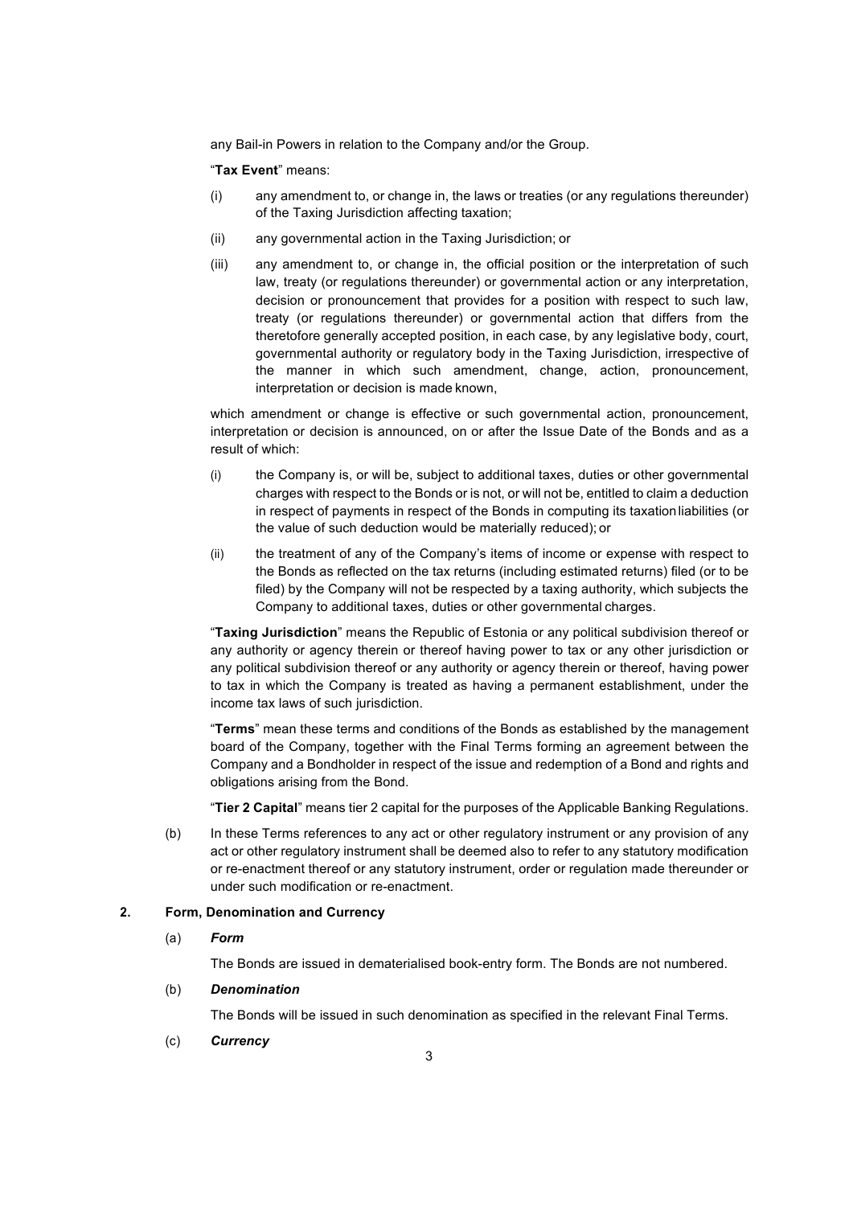any Bail-in Powers in relation to the Company and/or the Group.

"**Tax Event**" means:

(i) any amendment to, or change in, the laws or treaties (or any regulations thereunder) of the Taxing Jurisdiction affecting taxation;

(ii) any governmental action in the Taxing Jurisdiction; or

(iii) any amendment to, or change in, the official position or the interpretation of such law, treaty (or regulations thereunder) or governmental action or any interpretation, decision or pronouncement that provides for a position with respect to such law, treaty (or regulations thereunder) or governmental action that differs from the theretofore generally accepted position, in each case, by any legislative body, court, governmental authority or regulatory body in the Taxing Jurisdiction, irrespective of the manner in which such amendment, change, action, pronouncement, interpretation or decision is made known,

which amendment or change is effective or such governmental action, pronouncement, interpretation or decision is announced, on or after the Issue Date of the Bonds and as a result of which:

(i) the Company is, or will be, subject to additional taxes, duties or other governmental charges with respect to the Bonds or is not, or will not be, entitled to claim a deduction in respect of payments in respect of the Bonds in computing its taxation liabilities (or the value of such deduction would be materially reduced); or

(ii) the treatment of any of the Company's items of income or expense with respect to the Bonds as reflected on the tax returns (including estimated returns) filed (or to be filed) by the Company will not be respected by a taxing authority, which subjects the Company to additional taxes, duties or other governmental charges.

"**Taxing Jurisdiction**" means the Republic of Estonia or any political subdivision thereof or any authority or agency therein or thereof having power to tax or any other jurisdiction or any political subdivision thereof or any authority or agency therein or thereof, having power to tax in which the Company is treated as having a permanent establishment, under the income tax laws of such jurisdiction.

"**Terms**" mean these terms and conditions of the Bonds as established by the management board of the Company, together with the Final Terms forming an agreement between the Company and a Bondholder in respect of the issue and redemption of a Bond and rights and obligations arising from the Bond.

"**Tier 2 Capital**" means tier 2 capital for the purposes of the Applicable Banking Regulations.

(b) In these Terms references to any act or other regulatory instrument or any provision of any act or other regulatory instrument shall be deemed also to refer to any statutory modification or re-enactment thereof or any statutory instrument, order or regulation made thereunder or under such modification or re-enactment.

## 2. Form, Denomination and Currency

(a) ***Form***

The Bonds are issued in dematerialised book-entry form. The Bonds are not numbered.

(b) ***Denomination***

The Bonds will be issued in such denomination as specified in the relevant Final Terms.

(c) ***Currency***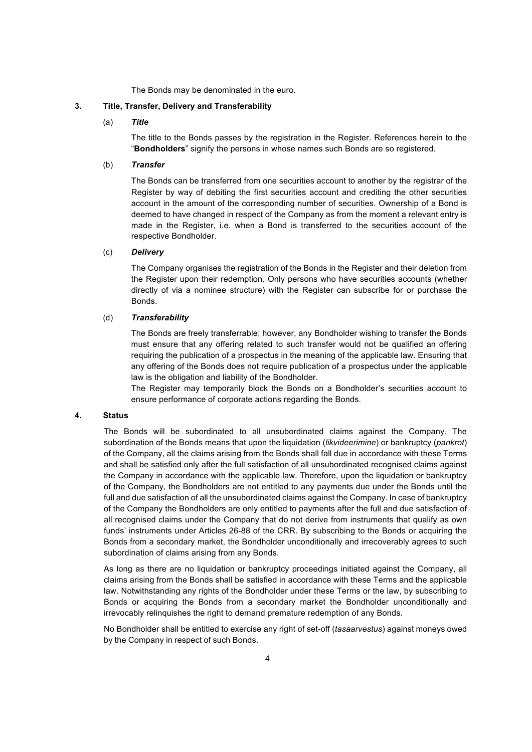The Bonds may be denominated in the euro.

## 3. Title, Transfer, Delivery and Transferability

### (a) *Title*

The title to the Bonds passes by the registration in the Register. References herein to the "**Bondholders**" signify the persons in whose names such Bonds are so registered.

### (b) *Transfer*

The Bonds can be transferred from one securities account to another by the registrar of the Register by way of debiting the first securities account and crediting the other securities account in the amount of the corresponding number of securities. Ownership of a Bond is deemed to have changed in respect of the Company as from the moment a relevant entry is made in the Register, i.e. when a Bond is transferred to the securities account of the respective Bondholder.

### (c) *Delivery*

The Company organises the registration of the Bonds in the Register and their deletion from the Register upon their redemption. Only persons who have securities accounts (whether directly of via a nominee structure) with the Register can subscribe for or purchase the Bonds.

### (d) *Transferability*

The Bonds are freely transferrable; however, any Bondholder wishing to transfer the Bonds must ensure that any offering related to such transfer would not be qualified an offering requiring the publication of a prospectus in the meaning of the applicable law. Ensuring that any offering of the Bonds does not require publication of a prospectus under the applicable law is the obligation and liability of the Bondholder.

The Register may temporarily block the Bonds on a Bondholder's securities account to ensure performance of corporate actions regarding the Bonds.

## 4. Status

The Bonds will be subordinated to all unsubordinated claims against the Company. The subordination of the Bonds means that upon the liquidation (*likvideerimine*) or bankruptcy (*pankrot*) of the Company, all the claims arising from the Bonds shall fall due in accordance with these Terms and shall be satisfied only after the full satisfaction of all unsubordinated recognised claims against the Company in accordance with the applicable law. Therefore, upon the liquidation or bankruptcy of the Company, the Bondholders are not entitled to any payments due under the Bonds until the full and due satisfaction of all the unsubordinated claims against the Company. In case of bankruptcy of the Company the Bondholders are only entitled to payments after the full and due satisfaction of all recognised claims under the Company that do not derive from instruments that qualify as own funds' instruments under Articles 26-88 of the CRR. By subscribing to the Bonds or acquiring the Bonds from a secondary market, the Bondholder unconditionally and irrecoverably agrees to such subordination of claims arising from any Bonds.

As long as there are no liquidation or bankruptcy proceedings initiated against the Company, all claims arising from the Bonds shall be satisfied in accordance with these Terms and the applicable law. Notwithstanding any rights of the Bondholder under these Terms or the law, by subscribing to Bonds or acquiring the Bonds from a secondary market the Bondholder unconditionally and irrevocably relinquishes the right to demand premature redemption of any Bonds.

No Bondholder shall be entitled to exercise any right of set-off (*tasaarvestus*) against moneys owed by the Company in respect of such Bonds.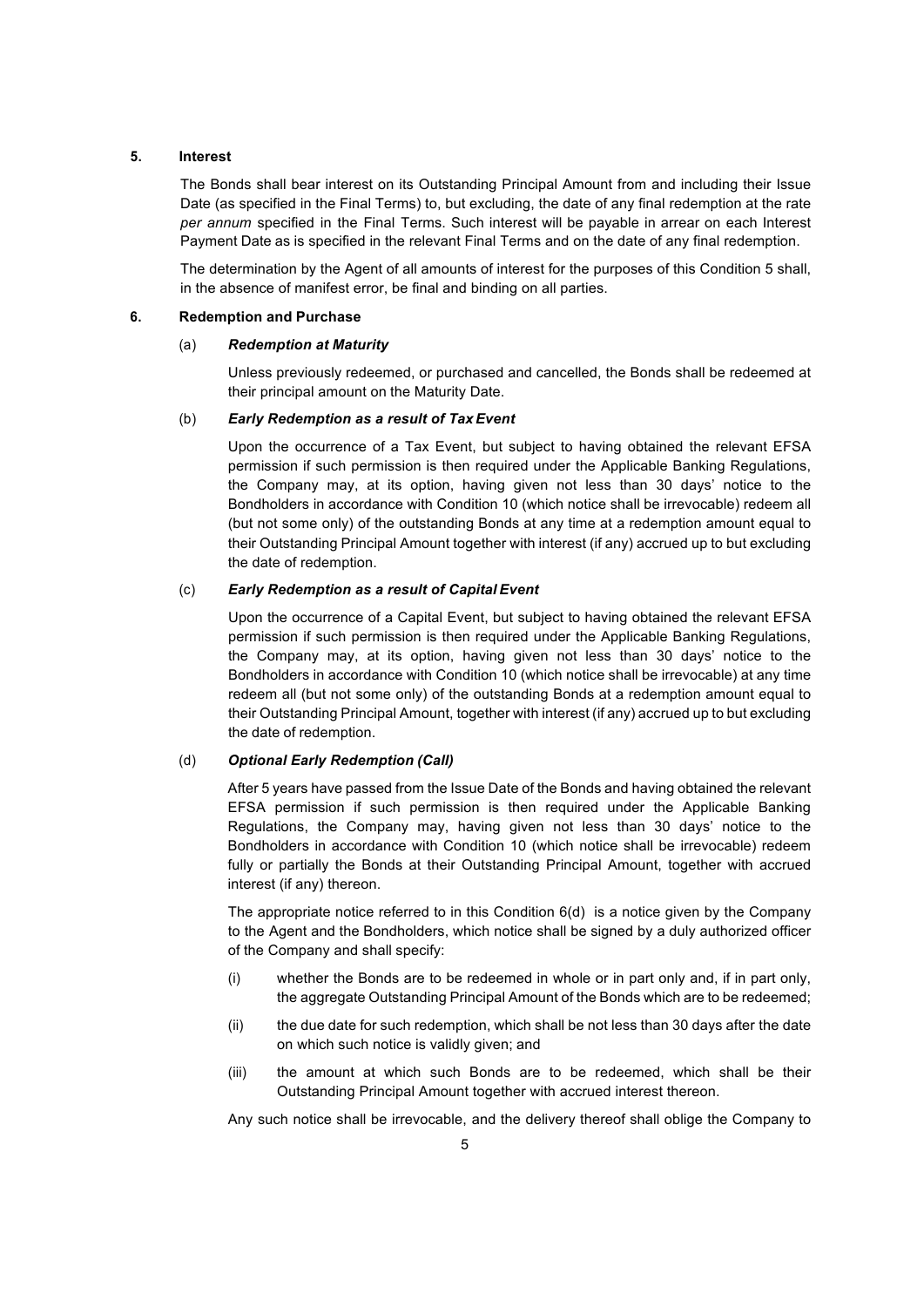**5. Interest**

The Bonds shall bear interest on its Outstanding Principal Amount from and including their Issue Date (as specified in the Final Terms) to, but excluding, the date of any final redemption at the rate *per annum* specified in the Final Terms. Such interest will be payable in arrear on each Interest Payment Date as is specified in the relevant Final Terms and on the date of any final redemption.

The determination by the Agent of all amounts of interest for the purposes of this Condition 5 shall, in the absence of manifest error, be final and binding on all parties.

**6. Redemption and Purchase**

(a) ***Redemption at Maturity***

Unless previously redeemed, or purchased and cancelled, the Bonds shall be redeemed at their principal amount on the Maturity Date.

(b) ***Early Redemption as a result of Tax Event***

Upon the occurrence of a Tax Event, but subject to having obtained the relevant EFSA permission if such permission is then required under the Applicable Banking Regulations, the Company may, at its option, having given not less than 30 days' notice to the Bondholders in accordance with Condition 10 (which notice shall be irrevocable) redeem all (but not some only) of the outstanding Bonds at any time at a redemption amount equal to their Outstanding Principal Amount together with interest (if any) accrued up to but excluding the date of redemption.

(c) ***Early Redemption as a result of Capital Event***

Upon the occurrence of a Capital Event, but subject to having obtained the relevant EFSA permission if such permission is then required under the Applicable Banking Regulations, the Company may, at its option, having given not less than 30 days' notice to the Bondholders in accordance with Condition 10 (which notice shall be irrevocable) at any time redeem all (but not some only) of the outstanding Bonds at a redemption amount equal to their Outstanding Principal Amount, together with interest (if any) accrued up to but excluding the date of redemption.

(d) ***Optional Early Redemption (Call)***

After 5 years have passed from the Issue Date of the Bonds and having obtained the relevant EFSA permission if such permission is then required under the Applicable Banking Regulations, the Company may, having given not less than 30 days' notice to the Bondholders in accordance with Condition 10 (which notice shall be irrevocable) redeem fully or partially the Bonds at their Outstanding Principal Amount, together with accrued interest (if any) thereon.

The appropriate notice referred to in this Condition 6(d) is a notice given by the Company to the Agent and the Bondholders, which notice shall be signed by a duly authorized officer of the Company and shall specify:

(i) whether the Bonds are to be redeemed in whole or in part only and, if in part only, the aggregate Outstanding Principal Amount of the Bonds which are to be redeemed;

(ii) the due date for such redemption, which shall be not less than 30 days after the date on which such notice is validly given; and

(iii) the amount at which such Bonds are to be redeemed, which shall be their Outstanding Principal Amount together with accrued interest thereon.

Any such notice shall be irrevocable, and the delivery thereof shall oblige the Company to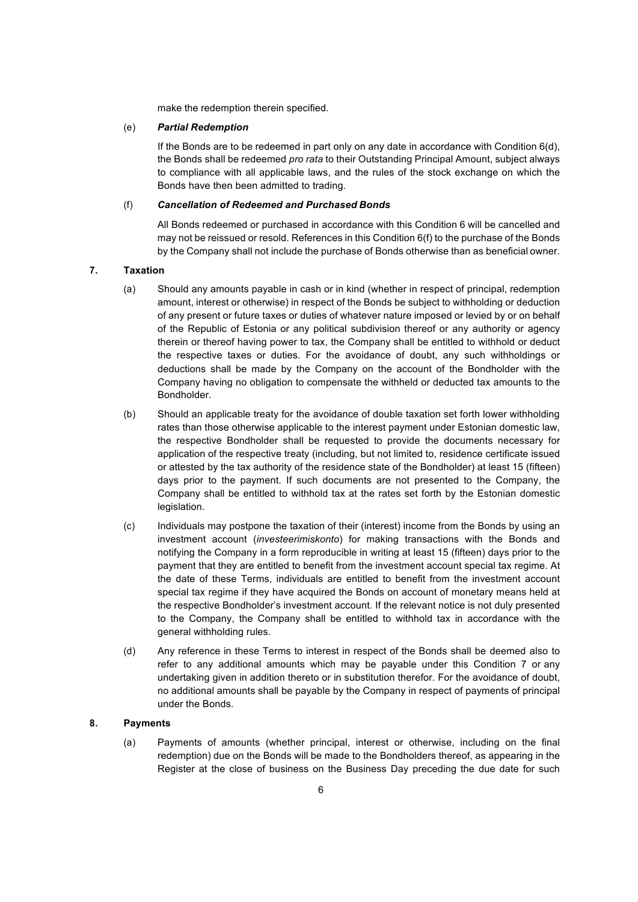make the redemption therein specified.

(e) ***Partial Redemption***

If the Bonds are to be redeemed in part only on any date in accordance with Condition 6(d), the Bonds shall be redeemed *pro rata* to their Outstanding Principal Amount, subject always to compliance with all applicable laws, and the rules of the stock exchange on which the Bonds have then been admitted to trading.

(f) ***Cancellation of Redeemed and Purchased Bonds***

All Bonds redeemed or purchased in accordance with this Condition 6 will be cancelled and may not be reissued or resold. References in this Condition 6(f) to the purchase of the Bonds by the Company shall not include the purchase of Bonds otherwise than as beneficial owner.

## 7. Taxation

(a) Should any amounts payable in cash or in kind (whether in respect of principal, redemption amount, interest or otherwise) in respect of the Bonds be subject to withholding or deduction of any present or future taxes or duties of whatever nature imposed or levied by or on behalf of the Republic of Estonia or any political subdivision thereof or any authority or agency therein or thereof having power to tax, the Company shall be entitled to withhold or deduct the respective taxes or duties. For the avoidance of doubt, any such withholdings or deductions shall be made by the Company on the account of the Bondholder with the Company having no obligation to compensate the withheld or deducted tax amounts to the Bondholder.

(b) Should an applicable treaty for the avoidance of double taxation set forth lower withholding rates than those otherwise applicable to the interest payment under Estonian domestic law, the respective Bondholder shall be requested to provide the documents necessary for application of the respective treaty (including, but not limited to, residence certificate issued or attested by the tax authority of the residence state of the Bondholder) at least 15 (fifteen) days prior to the payment. If such documents are not presented to the Company, the Company shall be entitled to withhold tax at the rates set forth by the Estonian domestic legislation.

(c) Individuals may postpone the taxation of their (interest) income from the Bonds by using an investment account (*investeerimiskonto*) for making transactions with the Bonds and notifying the Company in a form reproducible in writing at least 15 (fifteen) days prior to the payment that they are entitled to benefit from the investment account special tax regime. At the date of these Terms, individuals are entitled to benefit from the investment account special tax regime if they have acquired the Bonds on account of monetary means held at the respective Bondholder's investment account. If the relevant notice is not duly presented to the Company, the Company shall be entitled to withhold tax in accordance with the general withholding rules.

(d) Any reference in these Terms to interest in respect of the Bonds shall be deemed also to refer to any additional amounts which may be payable under this Condition 7 or any undertaking given in addition thereto or in substitution therefor. For the avoidance of doubt, no additional amounts shall be payable by the Company in respect of payments of principal under the Bonds.

## 8. Payments

(a) Payments of amounts (whether principal, interest or otherwise, including on the final redemption) due on the Bonds will be made to the Bondholders thereof, as appearing in the Register at the close of business on the Business Day preceding the due date for such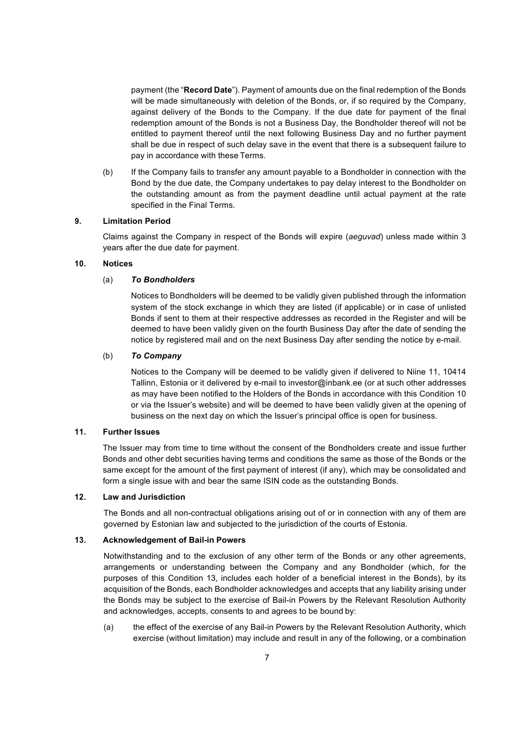payment (the "**Record Date**"). Payment of amounts due on the final redemption of the Bonds will be made simultaneously with deletion of the Bonds, or, if so required by the Company, against delivery of the Bonds to the Company. If the due date for payment of the final redemption amount of the Bonds is not a Business Day, the Bondholder thereof will not be entitled to payment thereof until the next following Business Day and no further payment shall be due in respect of such delay save in the event that there is a subsequent failure to pay in accordance with these Terms.

(b) If the Company fails to transfer any amount payable to a Bondholder in connection with the Bond by the due date, the Company undertakes to pay delay interest to the Bondholder on the outstanding amount as from the payment deadline until actual payment at the rate specified in the Final Terms.

## 9. Limitation Period

Claims against the Company in respect of the Bonds will expire (*aeguvad*) unless made within 3 years after the due date for payment.

## 10. Notices

### (a) *To Bondholders*

Notices to Bondholders will be deemed to be validly given published through the information system of the stock exchange in which they are listed (if applicable) or in case of unlisted Bonds if sent to them at their respective addresses as recorded in the Register and will be deemed to have been validly given on the fourth Business Day after the date of sending the notice by registered mail and on the next Business Day after sending the notice by e-mail.

### (b) *To Company*

Notices to the Company will be deemed to be validly given if delivered to Niine 11, 10414 Tallinn, Estonia or it delivered by e-mail to investor@inbank.ee (or at such other addresses as may have been notified to the Holders of the Bonds in accordance with this Condition 10 or via the Issuer's website) and will be deemed to have been validly given at the opening of business on the next day on which the Issuer's principal office is open for business.

## 11. Further Issues

The Issuer may from time to time without the consent of the Bondholders create and issue further Bonds and other debt securities having terms and conditions the same as those of the Bonds or the same except for the amount of the first payment of interest (if any), which may be consolidated and form a single issue with and bear the same ISIN code as the outstanding Bonds.

## 12. Law and Jurisdiction

The Bonds and all non-contractual obligations arising out of or in connection with any of them are governed by Estonian law and subjected to the jurisdiction of the courts of Estonia.

## 13. Acknowledgement of Bail-in Powers

Notwithstanding and to the exclusion of any other term of the Bonds or any other agreements, arrangements or understanding between the Company and any Bondholder (which, for the purposes of this Condition 13, includes each holder of a beneficial interest in the Bonds), by its acquisition of the Bonds, each Bondholder acknowledges and accepts that any liability arising under the Bonds may be subject to the exercise of Bail-in Powers by the Relevant Resolution Authority and acknowledges, accepts, consents to and agrees to be bound by:

(a) the effect of the exercise of any Bail-in Powers by the Relevant Resolution Authority, which exercise (without limitation) may include and result in any of the following, or a combination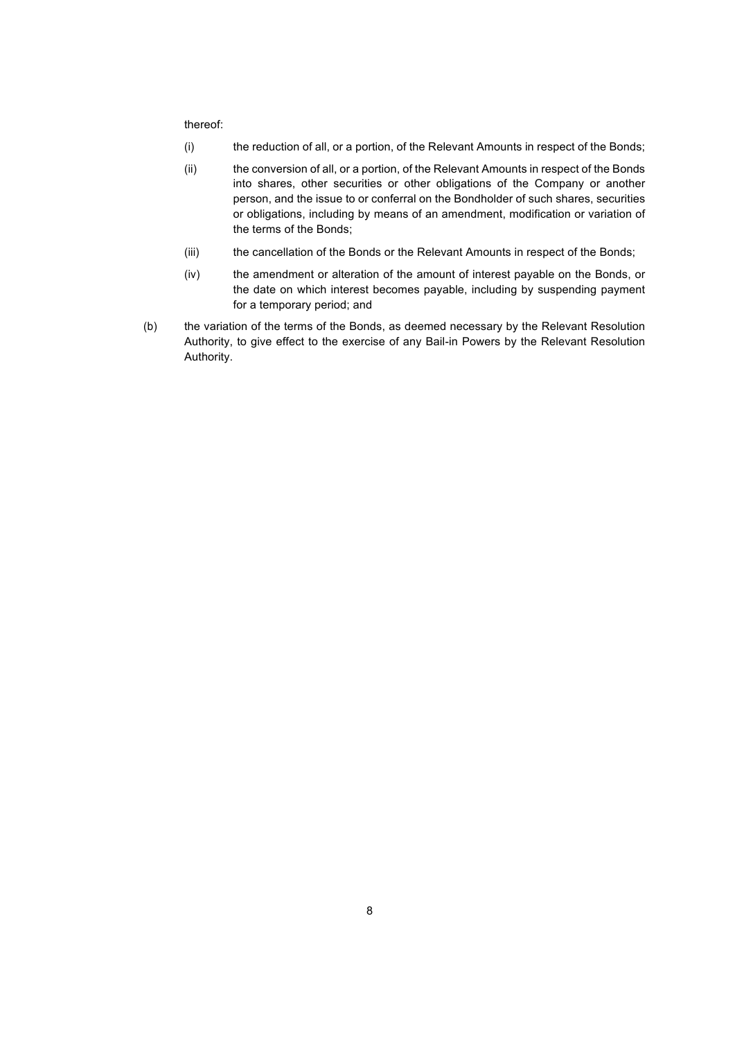thereof:

(i) the reduction of all, or a portion, of the Relevant Amounts in respect of the Bonds;

(ii) the conversion of all, or a portion, of the Relevant Amounts in respect of the Bonds into shares, other securities or other obligations of the Company or another person, and the issue to or conferral on the Bondholder of such shares, securities or obligations, including by means of an amendment, modification or variation of the terms of the Bonds;

(iii) the cancellation of the Bonds or the Relevant Amounts in respect of the Bonds;

(iv) the amendment or alteration of the amount of interest payable on the Bonds, or the date on which interest becomes payable, including by suspending payment for a temporary period; and

(b) the variation of the terms of the Bonds, as deemed necessary by the Relevant Resolution Authority, to give effect to the exercise of any Bail-in Powers by the Relevant Resolution Authority.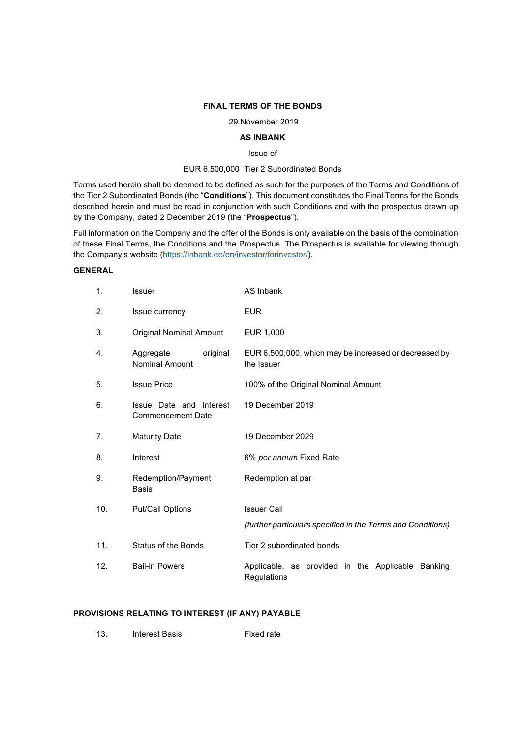**FINAL TERMS OF THE BONDS**

29 November 2019

**AS INBANK**

Issue of

EUR 6,500,000[1] Tier 2 Subordinated Bonds

Terms used herein shall be deemed to be defined as such for the purposes of the Terms and Conditions of the Tier 2 Subordinated Bonds (the "**Conditions**"). This document constitutes the Final Terms for the Bonds described herein and must be read in conjunction with such Conditions and with the prospectus drawn up by the Company, dated 2 December 2019 (the "**Prospectus**").

Full information on the Company and the offer of the Bonds is only available on the basis of the combination of these Final Terms, the Conditions and the Prospectus. The Prospectus is available for viewing through the Company's website (https://inbank.ee/en/investor/forinvestor/).

**GENERAL**

| | | |
|---|---|---|
| 1. | Issuer | AS Inbank |
| 2. | Issue currency | EUR |
| 3. | Original Nominal Amount | EUR 1,000 |
| 4. | Aggregate original Nominal Amount | EUR 6,500,000, which may be increased or decreased by the Issuer |
| 5. | Issue Price | 100% of the Original Nominal Amount |
| 6. | Issue Date and Interest Commencement Date | 19 December 2019 |
| 7. | Maturity Date | 19 December 2029 |
| 8. | Interest | 6% *per annum* Fixed Rate |
| 9. | Redemption/Payment Basis | Redemption at par |
| 10. | Put/Call Options | Issuer Call<br>*(further particulars specified in the Terms and Conditions)* |
| 11. | Status of the Bonds | Tier 2 subordinated bonds |
| 12. | Bail-in Powers | Applicable, as provided in the Applicable Banking Regulations |

**PROVISIONS RELATING TO INTEREST (IF ANY) PAYABLE**

| | | |
|---|---|---|
| 13. | Interest Basis | Fixed rate |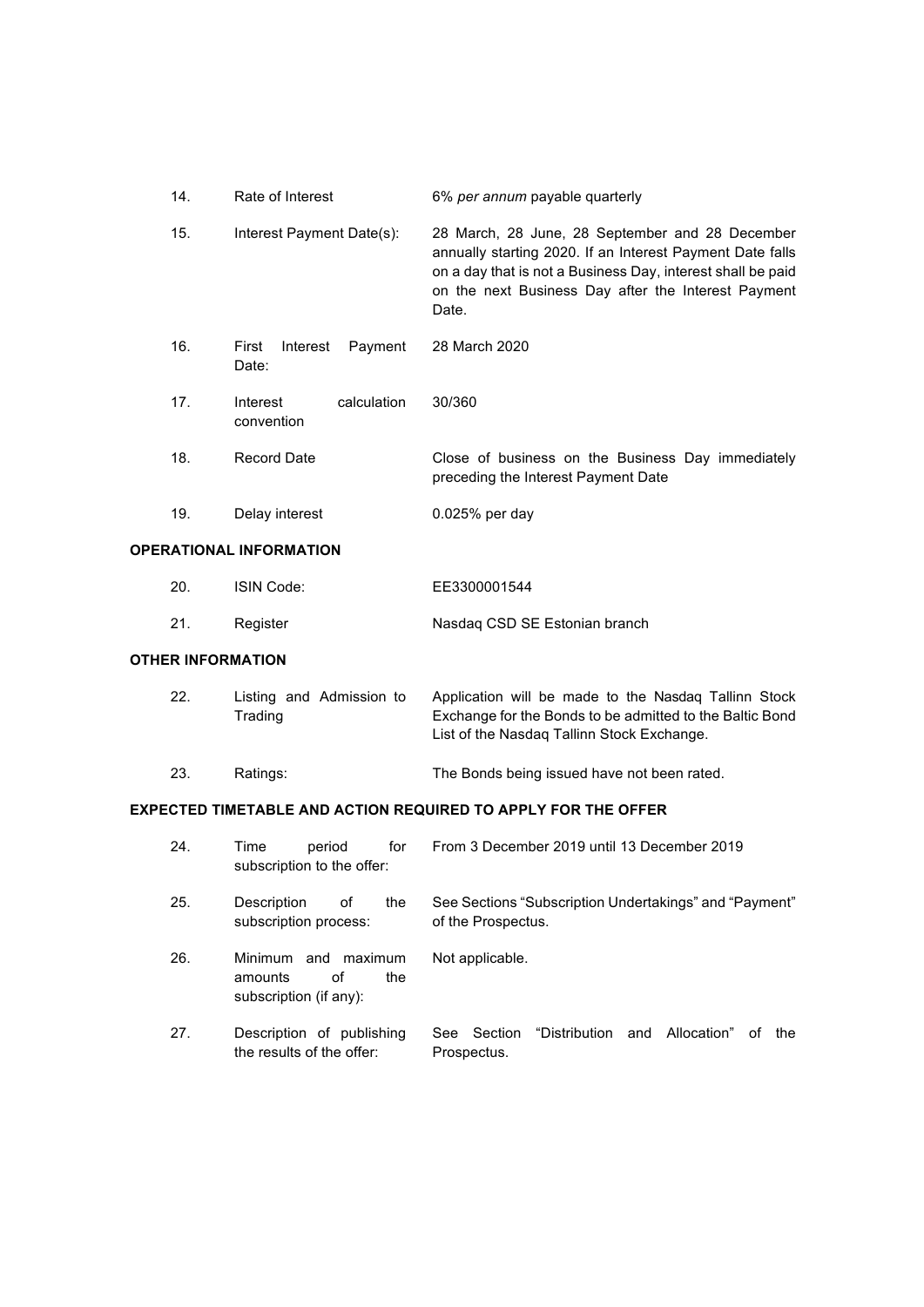| | | |
|---|---|---|
| 14. | Rate of Interest | 6% *per annum* payable quarterly |
| 15. | Interest Payment Date(s): | 28 March, 28 June, 28 September and 28 December annually starting 2020. If an Interest Payment Date falls on a day that is not a Business Day, interest shall be paid on the next Business Day after the Interest Payment Date. |
| 16. | First Interest Payment Date: | 28 March 2020 |
| 17. | Interest calculation convention | 30/360 |
| 18. | Record Date | Close of business on the Business Day immediately preceding the Interest Payment Date |
| 19. | Delay interest | 0.025% per day |

## OPERATIONAL INFORMATION

| | | |
|---|---|---|
| 20. | ISIN Code: | EE3300001544 |
| 21. | Register | Nasdaq CSD SE Estonian branch |

## OTHER INFORMATION

| | | |
|---|---|---|
| 22. | Listing and Admission to Trading | Application will be made to the Nasdaq Tallinn Stock Exchange for the Bonds to be admitted to the Baltic Bond List of the Nasdaq Tallinn Stock Exchange. |
| 23. | Ratings: | The Bonds being issued have not been rated. |

## EXPECTED TIMETABLE AND ACTION REQUIRED TO APPLY FOR THE OFFER

| | | |
|---|---|---|
| 24. | Time period for subscription to the offer: | From 3 December 2019 until 13 December 2019 |
| 25. | Description of the subscription process: | See Sections "Subscription Undertakings" and "Payment" of the Prospectus. |
| 26. | Minimum and maximum amounts of the subscription (if any): | Not applicable. |
| 27. | Description of publishing the results of the offer: | See Section "Distribution and Allocation" of the Prospectus. |